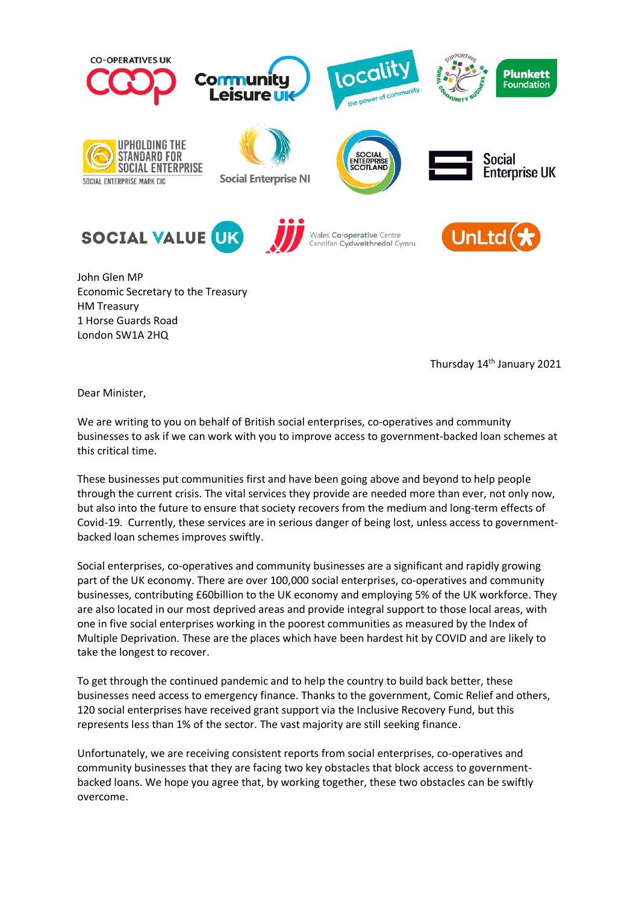CO-OPERATIVES UK · Community Leisure UK · locality – the power of community · Supporting Rural Community Business – Plunkett Foundation · Upholding the Standard for Social Enterprise – Social Enterprise Mark CIC · Social Enterprise NI · Social Enterprise Scotland · Social Enterprise UK · Social Value UK · Wales Co-operative Centre / Canolfan Cydweithredol Cymru · UnLtd

John Glen MP
Economic Secretary to the Treasury
HM Treasury
1 Horse Guards Road
London SW1A 2HQ

Thursday 14th January 2021

Dear Minister,

We are writing to you on behalf of British social enterprises, co-operatives and community businesses to ask if we can work with you to improve access to government-backed loan schemes at this critical time.

These businesses put communities first and have been going above and beyond to help people through the current crisis. The vital services they provide are needed more than ever, not only now, but also into the future to ensure that society recovers from the medium and long-term effects of Covid-19. Currently, these services are in serious danger of being lost, unless access to government-backed loan schemes improves swiftly.

Social enterprises, co-operatives and community businesses are a significant and rapidly growing part of the UK economy. There are over 100,000 social enterprises, co-operatives and community businesses, contributing £60billion to the UK economy and employing 5% of the UK workforce. They are also located in our most deprived areas and provide integral support to those local areas, with one in five social enterprises working in the poorest communities as measured by the Index of Multiple Deprivation. These are the places which have been hardest hit by COVID and are likely to take the longest to recover.

To get through the continued pandemic and to help the country to build back better, these businesses need access to emergency finance. Thanks to the government, Comic Relief and others, 120 social enterprises have received grant support via the Inclusive Recovery Fund, but this represents less than 1% of the sector. The vast majority are still seeking finance.

Unfortunately, we are receiving consistent reports from social enterprises, co-operatives and community businesses that they are facing two key obstacles that block access to government-backed loans. We hope you agree that, by working together, these two obstacles can be swiftly overcome.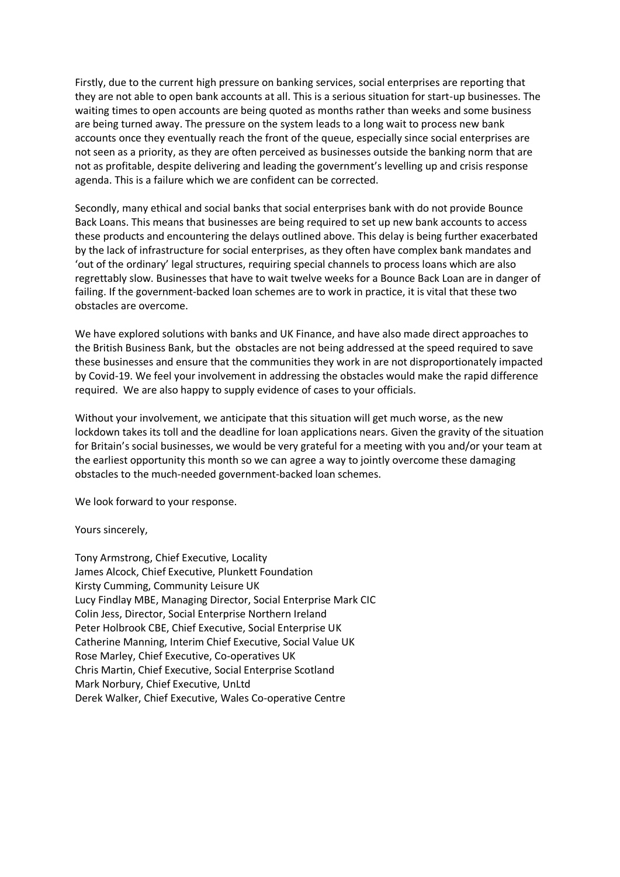Firstly, due to the current high pressure on banking services, social enterprises are reporting that they are not able to open bank accounts at all. This is a serious situation for start-up businesses. The waiting times to open accounts are being quoted as months rather than weeks and some business are being turned away. The pressure on the system leads to a long wait to process new bank accounts once they eventually reach the front of the queue, especially since social enterprises are not seen as a priority, as they are often perceived as businesses outside the banking norm that are not as profitable, despite delivering and leading the government's levelling up and crisis response agenda. This is a failure which we are confident can be corrected.

Secondly, many ethical and social banks that social enterprises bank with do not provide Bounce Back Loans. This means that businesses are being required to set up new bank accounts to access these products and encountering the delays outlined above. This delay is being further exacerbated by the lack of infrastructure for social enterprises, as they often have complex bank mandates and 'out of the ordinary' legal structures, requiring special channels to process loans which are also regrettably slow. Businesses that have to wait twelve weeks for a Bounce Back Loan are in danger of failing. If the government-backed loan schemes are to work in practice, it is vital that these two obstacles are overcome.

We have explored solutions with banks and UK Finance, and have also made direct approaches to the British Business Bank, but the obstacles are not being addressed at the speed required to save these businesses and ensure that the communities they work in are not disproportionately impacted by Covid-19. We feel your involvement in addressing the obstacles would make the rapid difference required. We are also happy to supply evidence of cases to your officials.

Without your involvement, we anticipate that this situation will get much worse, as the new lockdown takes its toll and the deadline for loan applications nears. Given the gravity of the situation for Britain's social businesses, we would be very grateful for a meeting with you and/or your team at the earliest opportunity this month so we can agree a way to jointly overcome these damaging obstacles to the much-needed government-backed loan schemes.

We look forward to your response.

Yours sincerely,

Tony Armstrong, Chief Executive, Locality
James Alcock, Chief Executive, Plunkett Foundation
Kirsty Cumming, Community Leisure UK
Lucy Findlay MBE, Managing Director, Social Enterprise Mark CIC
Colin Jess, Director, Social Enterprise Northern Ireland
Peter Holbrook CBE, Chief Executive, Social Enterprise UK
Catherine Manning, Interim Chief Executive, Social Value UK
Rose Marley, Chief Executive, Co-operatives UK
Chris Martin, Chief Executive, Social Enterprise Scotland
Mark Norbury, Chief Executive, UnLtd
Derek Walker, Chief Executive, Wales Co-operative Centre